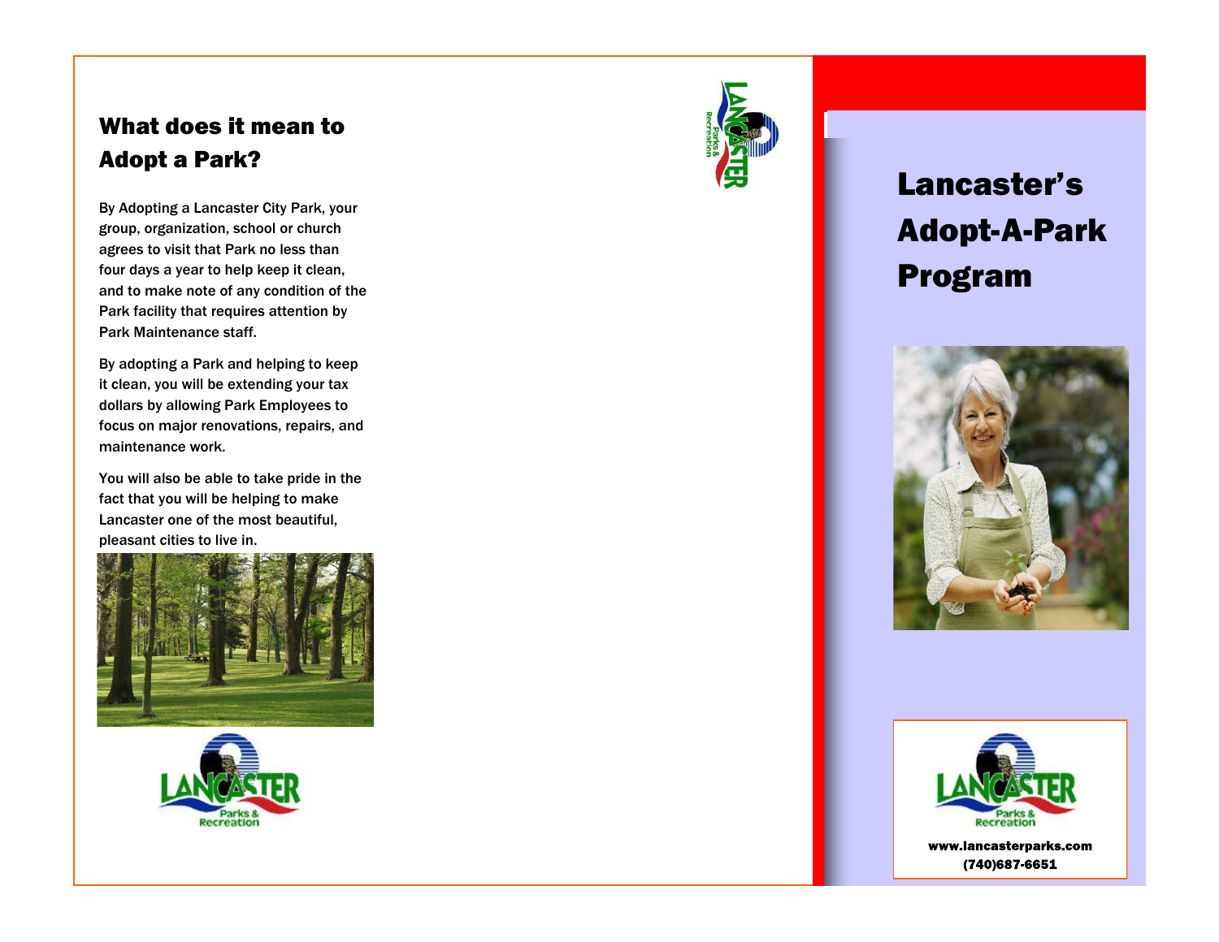## What does it mean to Adopt a Park?

By Adopting a Lancaster City Park, your group, organization, school or church agrees to visit that Park no less than four days a year to help keep it clean, and to make note of any condition of the Park facility that requires attention by Park Maintenance staff.

By adopting a Park and helping to keep it clean, you will be extending your tax dollars by allowing Park Employees to focus on major renovations, repairs, and maintenance work.

You will also be able to take pride in the fact that you will be helping to make Lancaster one of the most beautiful, pleasant cities to live in.

# Lancaster's Adopt-A-Park Program

www.lancasterparks.com
(740)687-6651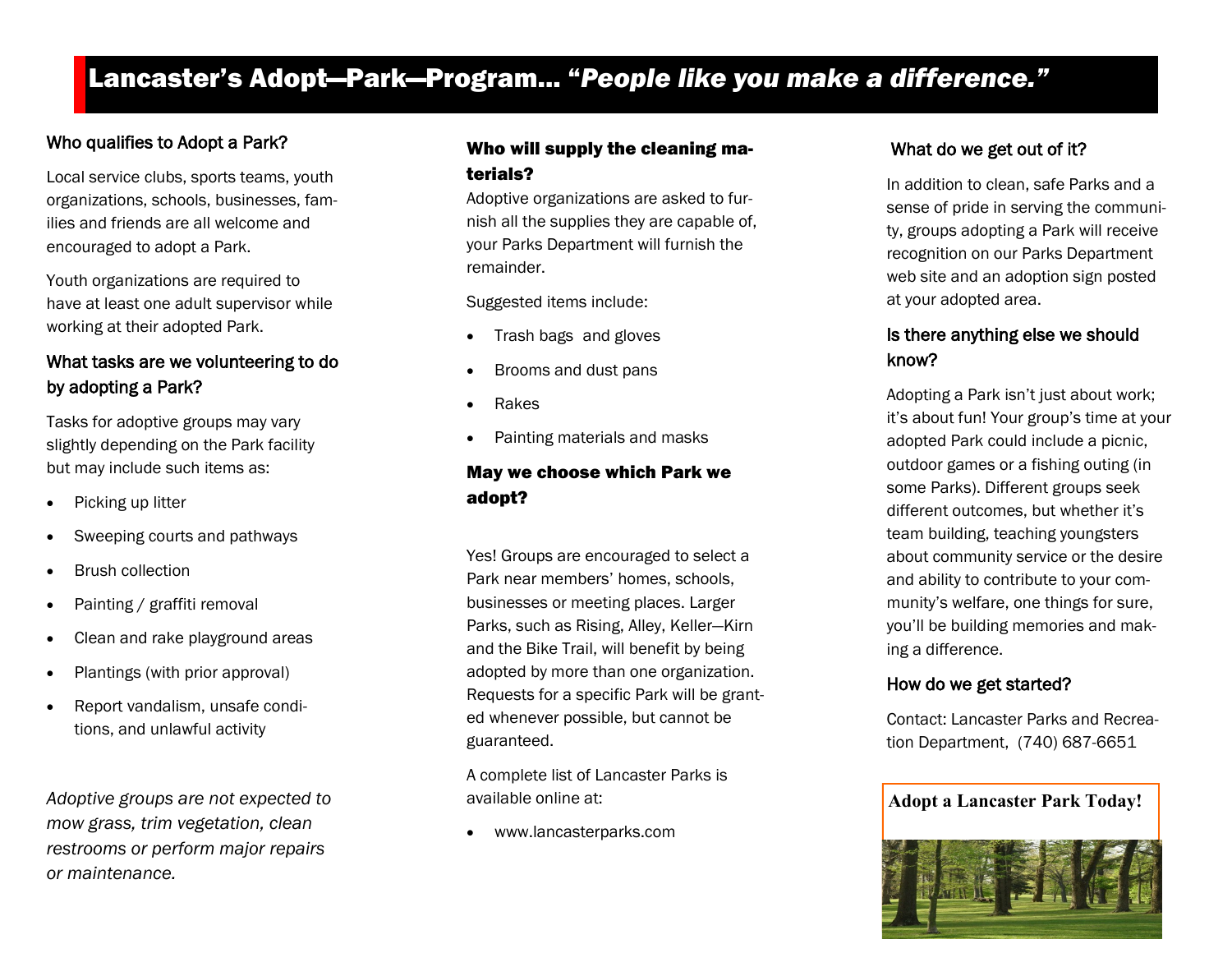# Lancaster's Adopt—Park—Program... "*People like you make a difference.*"

### Who qualifies to Adopt a Park?

Local service clubs, sports teams, youth organizations, schools, businesses, families and friends are all welcome and encouraged to adopt a Park.

Youth organizations are required to have at least one adult supervisor while working at their adopted Park.

### What tasks are we volunteering to do by adopting a Park?

Tasks for adoptive groups may vary slightly depending on the Park facility but may include such items as:

- Picking up litter
- Sweeping courts and pathways
- Brush collection
- Painting / graffiti removal
- Clean and rake playground areas
- Plantings (with prior approval)
- Report vandalism, unsafe conditions, and unlawful activity

*Adoptive groups are not expected to mow grass, trim vegetation, clean restrooms or perform major repairs or maintenance.*

### Who will supply the cleaning materials?

Adoptive organizations are asked to furnish all the supplies they are capable of, your Parks Department will furnish the remainder.

Suggested items include:

- Trash bags and gloves
- Brooms and dust pans
- Rakes
- Painting materials and masks

### May we choose which Park we adopt?

Yes! Groups are encouraged to select a Park near members' homes, schools, businesses or meeting places. Larger Parks, such as Rising, Alley, Keller—Kirn and the Bike Trail, will benefit by being adopted by more than one organization. Requests for a specific Park will be granted whenever possible, but cannot be guaranteed.

A complete list of Lancaster Parks is available online at:

- www.lancasterparks.com

### What do we get out of it?

In addition to clean, safe Parks and a sense of pride in serving the community, groups adopting a Park will receive recognition on our Parks Department web site and an adoption sign posted at your adopted area.

### Is there anything else we should know?

Adopting a Park isn't just about work; it's about fun! Your group's time at your adopted Park could include a picnic, outdoor games or a fishing outing (in some Parks). Different groups seek different outcomes, but whether it's team building, teaching youngsters about community service or the desire and ability to contribute to your community's welfare, one things for sure, you'll be building memories and making a difference.

### How do we get started?

Contact: Lancaster Parks and Recreation Department, (740) 687-6651

**Adopt a Lancaster Park Today!**